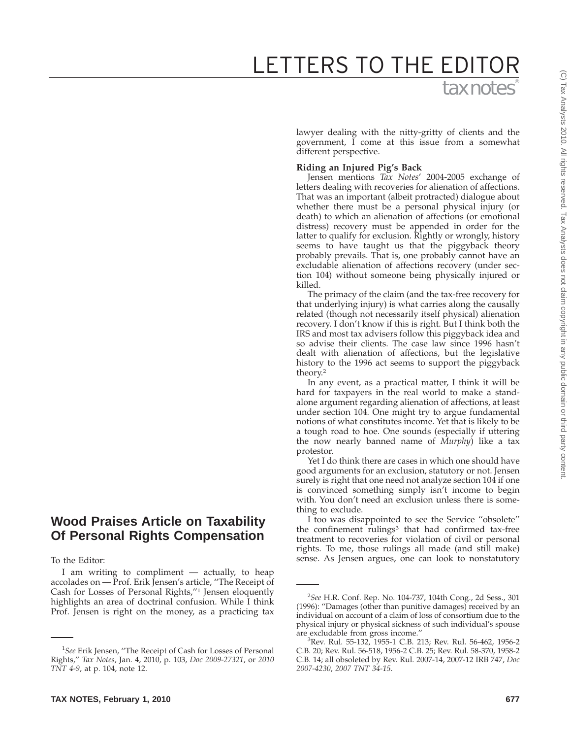# LETTERS TO THE EDITOR

## Wood Praises Article on Taxability Of Personal Rights Compensation

To the Editor:

I am writing to compliment — actually, to heap accolades on — Prof. Erik Jensen's article, "The Receipt of Cash for Losses of Personal Rights,"[1] Jensen eloquently highlights an area of doctrinal confusion. While I think Prof. Jensen is right on the money, as a practicing tax lawyer dealing with the nitty-gritty of clients and the government, I come at this issue from a somewhat different perspective.

**Riding an Injured Pig's Back**

Jensen mentions *Tax Notes*' 2004-2005 exchange of letters dealing with recoveries for alienation of affections. That was an important (albeit protracted) dialogue about whether there must be a personal physical injury (or death) to which an alienation of affections (or emotional distress) recovery must be appended in order for the latter to qualify for exclusion. Rightly or wrongly, history seems to have taught us that the piggyback theory probably prevails. That is, one probably cannot have an excludable alienation of affections recovery (under section 104) without someone being physically injured or killed.

The primacy of the claim (and the tax-free recovery for that underlying injury) is what carries along the causally related (though not necessarily itself physical) alienation recovery. I don't know if this is right. But I think both the IRS and most tax advisers follow this piggyback idea and so advise their clients. The case law since 1996 hasn't dealt with alienation of affections, but the legislative history to the 1996 act seems to support the piggyback theory.[2]

In any event, as a practical matter, I think it will be hard for taxpayers in the real world to make a stand-alone argument regarding alienation of affections, at least under section 104. One might try to argue fundamental notions of what constitutes income. Yet that is likely to be a tough road to hoe. One sounds (especially if uttering the now nearly banned name of *Murphy*) like a tax protestor.

Yet I do think there are cases in which one should have good arguments for an exclusion, statutory or not. Jensen surely is right that one need not analyze section 104 if one is convinced something simply isn't income to begin with. You don't need an exclusion unless there is something to exclude.

I too was disappointed to see the Service "obsolete" the confinement rulings[3] that had confirmed tax-free treatment to recoveries for violation of civil or personal rights. To me, those rulings all made (and still make) sense. As Jensen argues, one can look to nonstatutory

---

[1] *See* Erik Jensen, "The Receipt of Cash for Losses of Personal Rights," *Tax Notes*, Jan. 4, 2010, p. 103, *Doc 2009-27321*, or *2010 TNT 4-9*, at p. 104, note 12.

[2] *See* H.R. Conf. Rep. No. 104-737, 104th Cong., 2d Sess., 301 (1996): "Damages (other than punitive damages) received by an individual on account of a claim of loss of consortium due to the physical injury or physical sickness of such individual's spouse are excludable from gross income."

[3] Rev. Rul. 55-132, 1955-1 C.B. 213; Rev. Rul. 56-462, 1956-2 C.B. 20; Rev. Rul. 56-518, 1956-2 C.B. 25; Rev. Rul. 58-370, 1958-2 C.B. 14; all obsoleted by Rev. Rul. 2007-14, 2007-12 IRB 747, *Doc 2007-4230*, *2007 TNT 34-15*.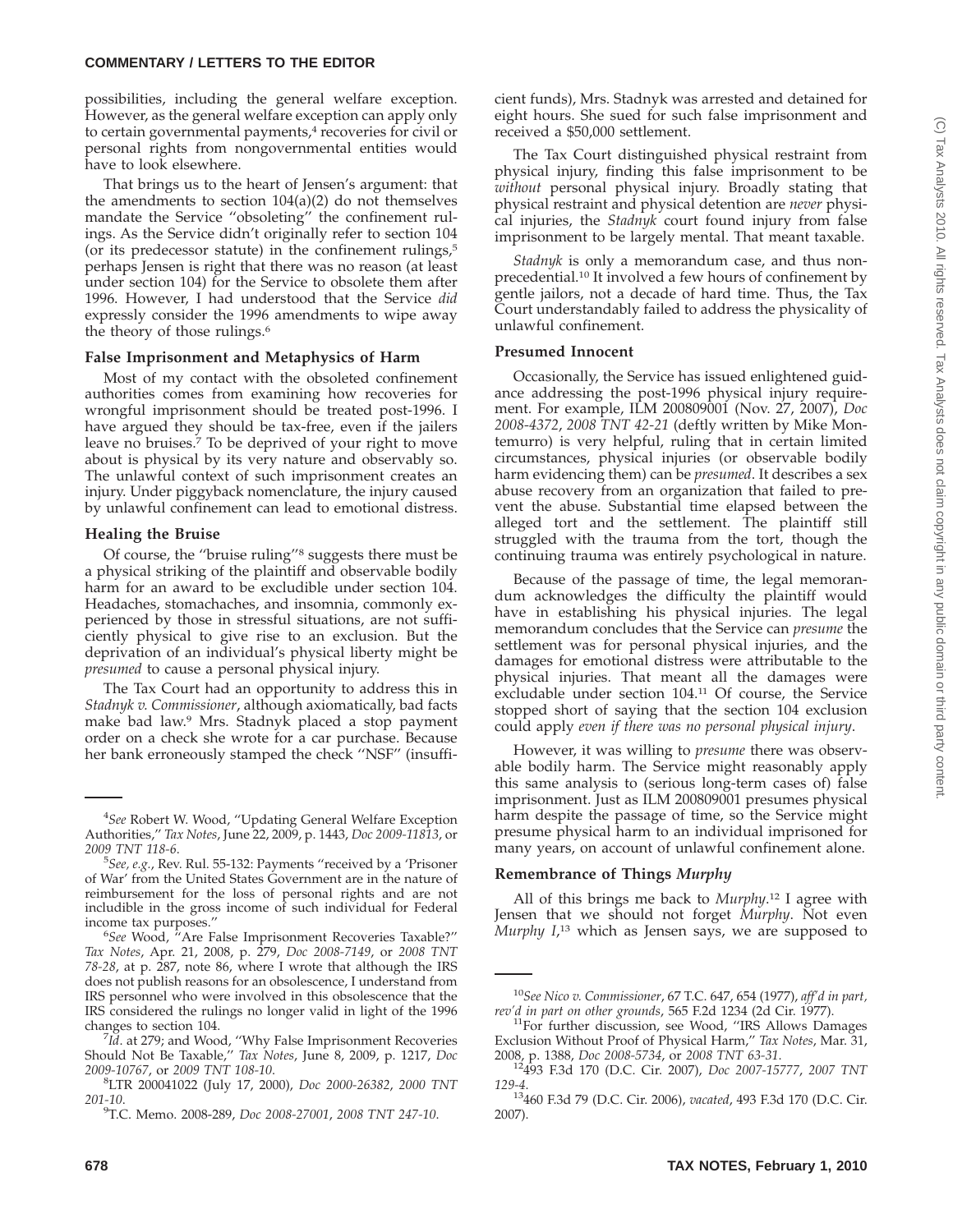possibilities, including the general welfare exception. However, as the general welfare exception can apply only to certain governmental payments,[4] recoveries for civil or personal rights from nongovernmental entities would have to look elsewhere.

That brings us to the heart of Jensen's argument: that the amendments to section 104(a)(2) do not themselves mandate the Service ''obsoleting'' the confinement rulings. As the Service didn't originally refer to section 104 (or its predecessor statute) in the confinement rulings,[5] perhaps Jensen is right that there was no reason (at least under section 104) for the Service to obsolete them after 1996. However, I had understood that the Service *did* expressly consider the 1996 amendments to wipe away the theory of those rulings.[6]

### False Imprisonment and Metaphysics of Harm

Most of my contact with the obsoleted confinement authorities comes from examining how recoveries for wrongful imprisonment should be treated post-1996. I have argued they should be tax-free, even if the jailers leave no bruises.[7] To be deprived of your right to move about is physical by its very nature and observably so. The unlawful context of such imprisonment creates an injury. Under piggyback nomenclature, the injury caused by unlawful confinement can lead to emotional distress.

### Healing the Bruise

Of course, the ''bruise ruling''[8] suggests there must be a physical striking of the plaintiff and observable bodily harm for an award to be excludible under section 104. Headaches, stomachaches, and insomnia, commonly experienced by those in stressful situations, are not sufficiently physical to give rise to an exclusion. But the deprivation of an individual's physical liberty might be *presumed* to cause a personal physical injury.

The Tax Court had an opportunity to address this in *Stadnyk v. Commissioner*, although axiomatically, bad facts make bad law.[9] Mrs. Stadnyk placed a stop payment order on a check she wrote for a car purchase. Because her bank erroneously stamped the check ''NSF'' (insufficient funds), Mrs. Stadnyk was arrested and detained for eight hours. She sued for such false imprisonment and received a $50,000 settlement.

The Tax Court distinguished physical restraint from physical injury, finding this false imprisonment to be *without* personal physical injury. Broadly stating that physical restraint and physical detention are *never* physical injuries, the *Stadnyk* court found injury from false imprisonment to be largely mental. That meant taxable.

*Stadnyk* is only a memorandum case, and thus nonprecedential.[10] It involved a few hours of confinement by gentle jailors, not a decade of hard time. Thus, the Tax Court understandably failed to address the physicality of unlawful confinement.

### Presumed Innocent

Occasionally, the Service has issued enlightened guidance addressing the post-1996 physical injury requirement. For example, ILM 200809001 (Nov. 27, 2007), *Doc 2008-4372*, *2008 TNT 42-21* (deftly written by Mike Montemurro) is very helpful, ruling that in certain limited circumstances, physical injuries (or observable bodily harm evidencing them) can be *presumed*. It describes a sex abuse recovery from an organization that failed to prevent the abuse. Substantial time elapsed between the alleged tort and the settlement. The plaintiff still struggled with the trauma from the tort, though the continuing trauma was entirely psychological in nature.

Because of the passage of time, the legal memorandum acknowledges the difficulty the plaintiff would have in establishing his physical injuries. The legal memorandum concludes that the Service can *presume* the settlement was for personal physical injuries, and the damages for emotional distress were attributable to the physical injuries. That meant all the damages were excludable under section 104.[11] Of course, the Service stopped short of saying that the section 104 exclusion could apply *even if there was no personal physical injury*.

However, it was willing to *presume* there was observable bodily harm. The Service might reasonably apply this same analysis to (serious long-term cases of) false imprisonment. Just as ILM 200809001 presumes physical harm despite the passage of time, so the Service might presume physical harm to an individual imprisoned for many years, on account of unlawful confinement alone.

### Remembrance of Things *Murphy*

All of this brings me back to *Murphy*.[12] I agree with Jensen that we should not forget *Murphy*. Not even *Murphy I*,[13] which as Jensen says, we are supposed to

---

[4]*See* Robert W. Wood, ''Updating General Welfare Exception Authorities,'' *Tax Notes*, June 22, 2009, p. 1443, *Doc 2009-11813*, or *2009 TNT 118-6*.

[5]*See, e.g.*, Rev. Rul. 55-132: Payments ''received by a 'Prisoner of War' from the United States Government are in the nature of reimbursement for the loss of personal rights and are not includible in the gross income of such individual for Federal income tax purposes.''

[6]*See* Wood, ''Are False Imprisonment Recoveries Taxable?'' *Tax Notes*, Apr. 21, 2008, p. 279, *Doc 2008-7149*, or *2008 TNT 78-28*, at p. 287, note 86, where I wrote that although the IRS does not publish reasons for an obsolescence, I understand from IRS personnel who were involved in this obsolescence that the IRS considered the rulings no longer valid in light of the 1996 changes to section 104.

[7]*Id*. at 279; and Wood, ''Why False Imprisonment Recoveries Should Not Be Taxable,'' *Tax Notes*, June 8, 2009, p. 1217, *Doc 2009-10767*, or *2009 TNT 108-10*.

[8]LTR 200041022 (July 17, 2000), *Doc 2000-26382*, *2000 TNT 201-10*.

[9]T.C. Memo. 2008-289, *Doc 2008-27001*, *2008 TNT 247-10*.

[10]*See Nico v. Commissioner*, 67 T.C. 647, 654 (1977), *aff'd in part, rev'd in part on other grounds*, 565 F.2d 1234 (2d Cir. 1977).

[11]For further discussion, see Wood, ''IRS Allows Damages Exclusion Without Proof of Physical Harm,'' *Tax Notes*, Mar. 31, 2008, p. 1388, *Doc 2008-5734*, or *2008 TNT 63-31*.

[12]493 F.3d 170 (D.C. Cir. 2007), *Doc 2007-15777*, *2007 TNT 129-4*.

[13]460 F.3d 79 (D.C. Cir. 2006), *vacated*, 493 F.3d 170 (D.C. Cir. 2007).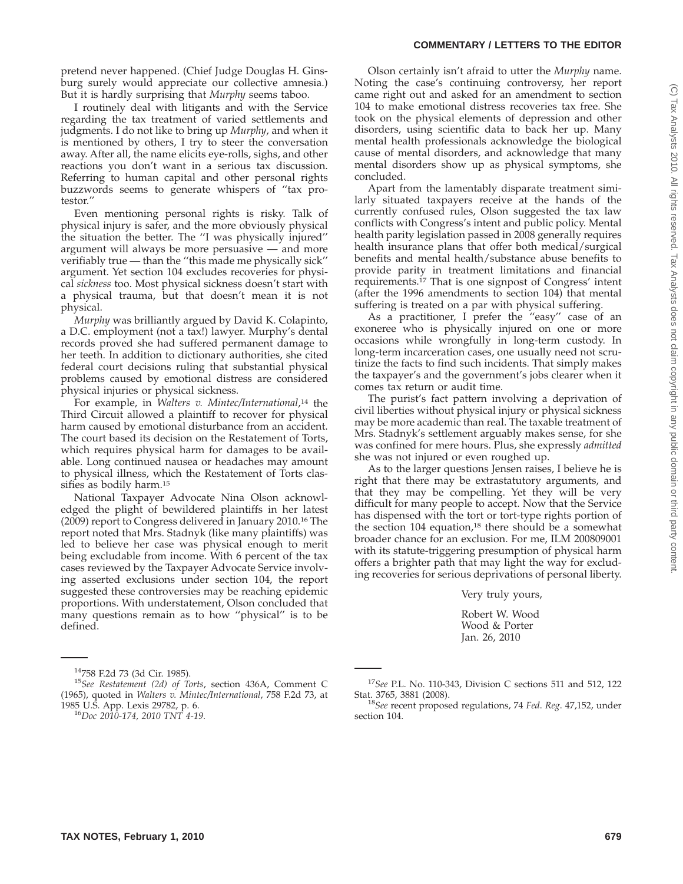pretend never happened. (Chief Judge Douglas H. Ginsburg surely would appreciate our collective amnesia.) But it is hardly surprising that *Murphy* seems taboo.

I routinely deal with litigants and with the Service regarding the tax treatment of varied settlements and judgments. I do not like to bring up *Murphy*, and when it is mentioned by others, I try to steer the conversation away. After all, the name elicits eye-rolls, sighs, and other reactions you don't want in a serious tax discussion. Referring to human capital and other personal rights buzzwords seems to generate whispers of ''tax protestor.''

Even mentioning personal rights is risky. Talk of physical injury is safer, and the more obviously physical the situation the better. The ''I was physically injured'' argument will always be more persuasive — and more verifiably true — than the ''this made me physically sick'' argument. Yet section 104 excludes recoveries for physical *sickness* too. Most physical sickness doesn't start with a physical trauma, but that doesn't mean it is not physical.

*Murphy* was brilliantly argued by David K. Colapinto, a D.C. employment (not a tax!) lawyer. Murphy's dental records proved she had suffered permanent damage to her teeth. In addition to dictionary authorities, she cited federal court decisions ruling that substantial physical problems caused by emotional distress are considered physical injuries or physical sickness.

For example, in *Walters v. Mintec/International*,[14] the Third Circuit allowed a plaintiff to recover for physical harm caused by emotional disturbance from an accident. The court based its decision on the Restatement of Torts, which requires physical harm for damages to be available. Long continued nausea or headaches may amount to physical illness, which the Restatement of Torts classifies as bodily harm.[15]

National Taxpayer Advocate Nina Olson acknowledged the plight of bewildered plaintiffs in her latest (2009) report to Congress delivered in January 2010.[16] The report noted that Mrs. Stadnyk (like many plaintiffs) was led to believe her case was physical enough to merit being excludable from income. With 6 percent of the tax cases reviewed by the Taxpayer Advocate Service involving asserted exclusions under section 104, the report suggested these controversies may be reaching epidemic proportions. With understatement, Olson concluded that many questions remain as to how ''physical'' is to be defined.

Olson certainly isn't afraid to utter the *Murphy* name. Noting the case's continuing controversy, her report came right out and asked for an amendment to section 104 to make emotional distress recoveries tax free. She took on the physical elements of depression and other disorders, using scientific data to back her up. Many mental health professionals acknowledge the biological cause of mental disorders, and acknowledge that many mental disorders show up as physical symptoms, she concluded.

Apart from the lamentably disparate treatment similarly situated taxpayers receive at the hands of the currently confused rules, Olson suggested the tax law conflicts with Congress's intent and public policy. Mental health parity legislation passed in 2008 generally requires health insurance plans that offer both medical/surgical benefits and mental health/substance abuse benefits to provide parity in treatment limitations and financial requirements.[17] That is one signpost of Congress' intent (after the 1996 amendments to section 104) that mental suffering is treated on a par with physical suffering.

As a practitioner, I prefer the ''easy'' case of an exoneree who is physically injured on one or more occasions while wrongfully in long-term custody. In long-term incarceration cases, one usually need not scrutinize the facts to find such incidents. That simply makes the taxpayer's and the government's jobs clearer when it comes tax return or audit time.

The purist's fact pattern involving a deprivation of civil liberties without physical injury or physical sickness may be more academic than real. The taxable treatment of Mrs. Stadnyk's settlement arguably makes sense, for she was confined for mere hours. Plus, she expressly *admitted* she was not injured or even roughed up.

As to the larger questions Jensen raises, I believe he is right that there may be extrastatutory arguments, and that they may be compelling. Yet they will be very difficult for many people to accept. Now that the Service has dispensed with the tort or tort-type rights portion of the section 104 equation,[18] there should be a somewhat broader chance for an exclusion. For me, ILM 200809001 with its statute-triggering presumption of physical harm offers a brighter path that may light the way for excluding recoveries for serious deprivations of personal liberty.

Very truly yours,

Robert W. Wood
Wood & Porter
Jan. 26, 2010

---

[14] 758 F.2d 73 (3d Cir. 1985).

[15] *See Restatement (2d) of Torts*, section 436A, Comment C (1965), quoted in *Walters v. Mintec/International*, 758 F.2d 73, at 1985 U.S. App. Lexis 29782, p. 6.

[16] *Doc 2010-174, 2010 TNT 4-19*.

[17] *See* P.L. No. 110-343, Division C sections 511 and 512, 122 Stat. 3765, 3881 (2008).

[18] *See* recent proposed regulations, 74 *Fed. Reg.* 47,152, under section 104.